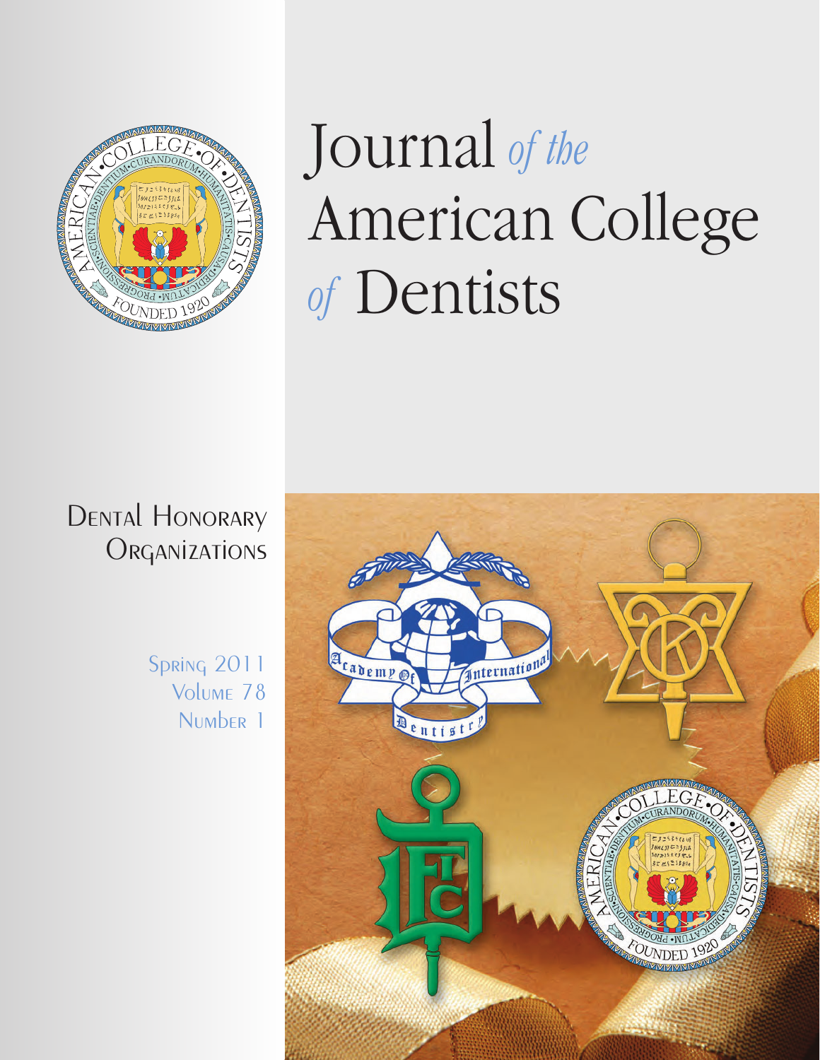# Journal *of the* American College *of* Dentists

## Dental Honorary Organizations

Spring 2011
Volume 78
Number 1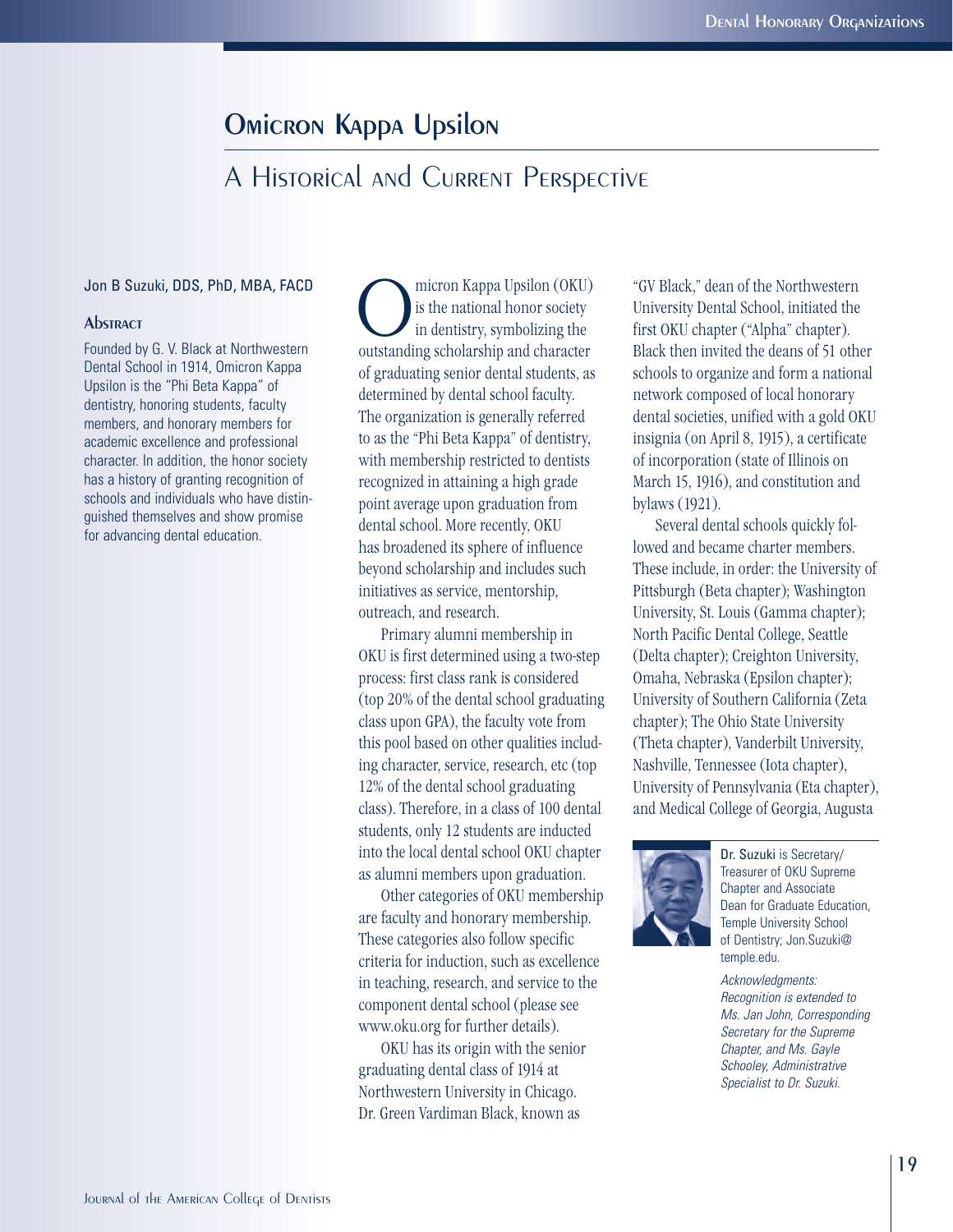# Omicron Kappa Upsilon

## A Historical and Current Perspective

Jon B Suzuki, DDS, PhD, MBA, FACD

### Abstract

Founded by G. V. Black at Northwestern Dental School in 1914, Omicron Kappa Upsilon is the "Phi Beta Kappa" of dentistry, honoring students, faculty members, and honorary members for academic excellence and professional character. In addition, the honor society has a history of granting recognition of schools and individuals who have distinguished themselves and show promise for advancing dental education.

Omicron Kappa Upsilon (OKU) is the national honor society in dentistry, symbolizing the outstanding scholarship and character of graduating senior dental students, as determined by dental school faculty. The organization is generally referred to as the "Phi Beta Kappa" of dentistry, with membership restricted to dentists recognized in attaining a high grade point average upon graduation from dental school. More recently, OKU has broadened its sphere of influence beyond scholarship and includes such initiatives as service, mentorship, outreach, and research.

Primary alumni membership in OKU is first determined using a two-step process: first class rank is considered (top 20% of the dental school graduating class upon GPA), the faculty vote from this pool based on other qualities including character, service, research, etc (top 12% of the dental school graduating class). Therefore, in a class of 100 dental students, only 12 students are inducted into the local dental school OKU chapter as alumni members upon graduation.

Other categories of OKU membership are faculty and honorary membership. These categories also follow specific criteria for induction, such as excellence in teaching, research, and service to the component dental school (please see www.oku.org for further details).

OKU has its origin with the senior graduating dental class of 1914 at Northwestern University in Chicago. Dr. Green Vardiman Black, known as "GV Black," dean of the Northwestern University Dental School, initiated the first OKU chapter ("Alpha" chapter). Black then invited the deans of 51 other schools to organize and form a national network composed of local honorary dental societies, unified with a gold OKU insignia (on April 8, 1915), a certificate of incorporation (state of Illinois on March 15, 1916), and constitution and bylaws (1921).

Several dental schools quickly followed and became charter members. These include, in order: the University of Pittsburgh (Beta chapter); Washington University, St. Louis (Gamma chapter); North Pacific Dental College, Seattle (Delta chapter); Creighton University, Omaha, Nebraska (Epsilon chapter); University of Southern California (Zeta chapter); The Ohio State University (Theta chapter), Vanderbilt University, Nashville, Tennessee (Iota chapter), University of Pennsylvania (Eta chapter), and Medical College of Georgia, Augusta

**Dr. Suzuki** is Secretary/Treasurer of OKU Supreme Chapter and Associate Dean for Graduate Education, Temple University School of Dentistry; Jon.Suzuki@temple.edu.

*Acknowledgments: Recognition is extended to Ms. Jan John, Corresponding Secretary for the Supreme Chapter, and Ms. Gayle Schooley, Administrative Specialist to Dr. Suzuki.*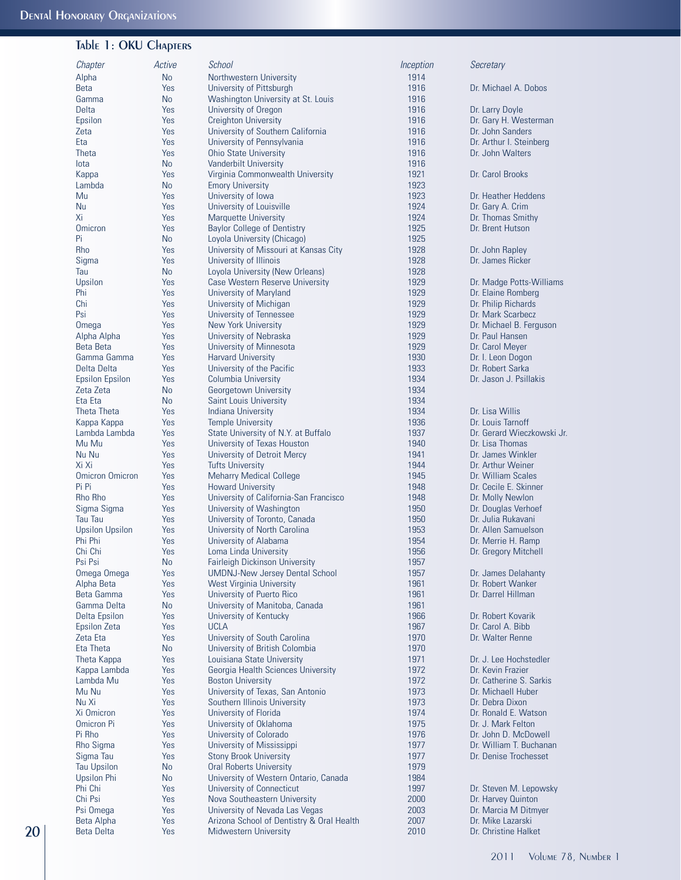## Table 1: OKU Chapters

| Chapter | Active | School | Inception | Secretary |
|---|---|---|---|---|
| Alpha | No | Northwestern University | 1914 | |
| Beta | Yes | University of Pittsburgh | 1916 | Dr. Michael A. Dobos |
| Gamma | No | Washington University at St. Louis | 1916 | |
| Delta | Yes | University of Oregon | 1916 | Dr. Larry Doyle |
| Epsilon | Yes | Creighton University | 1916 | Dr. Gary H. Westerman |
| Zeta | Yes | University of Southern California | 1916 | Dr. John Sanders |
| Eta | Yes | University of Pennsylvania | 1916 | Dr. Arthur I. Steinberg |
| Theta | Yes | Ohio State University | 1916 | Dr. John Walters |
| Iota | No | Vanderbilt University | 1916 | |
| Kappa | Yes | Virginia Commonwealth University | 1921 | Dr. Carol Brooks |
| Lambda | No | Emory University | 1923 | |
| Mu | Yes | University of Iowa | 1923 | Dr. Heather Heddens |
| Nu | Yes | University of Louisville | 1924 | Dr. Gary A. Crim |
| Xi | Yes | Marquette University | 1924 | Dr. Thomas Smithy |
| Omicron | Yes | Baylor College of Dentistry | 1925 | Dr. Brent Hutson |
| Pi | No | Loyola University (Chicago) | 1925 | |
| Rho | Yes | University of Missouri at Kansas City | 1928 | Dr. John Rapley |
| Sigma | Yes | University of Illinois | 1928 | Dr. James Ricker |
| Tau | No | Loyola University (New Orleans) | 1928 | |
| Upsilon | Yes | Case Western Reserve University | 1929 | Dr. Madge Potts-Williams |
| Phi | Yes | University of Maryland | 1929 | Dr. Elaine Romberg |
| Chi | Yes | University of Michigan | 1929 | Dr. Philip Richards |
| Psi | Yes | University of Tennessee | 1929 | Dr. Mark Scarbecz |
| Omega | Yes | New York University | 1929 | Dr. Michael B. Ferguson |
| Alpha Alpha | Yes | University of Nebraska | 1929 | Dr. Paul Hansen |
| Beta Beta | Yes | University of Minnesota | 1929 | Dr. Carol Meyer |
| Gamma Gamma | Yes | Harvard University | 1930 | Dr. I. Leon Dogon |
| Delta Delta | Yes | University of the Pacific | 1933 | Dr. Robert Sarka |
| Epsilon Epsilon | Yes | Columbia University | 1934 | Dr. Jason J. Psillakis |
| Zeta Zeta | No | Georgetown University | 1934 | |
| Eta Eta | No | Saint Louis University | 1934 | |
| Theta Theta | Yes | Indiana University | 1934 | Dr. Lisa Willis |
| Kappa Kappa | Yes | Temple University | 1936 | Dr. Louis Tarnoff |
| Lambda Lambda | Yes | State University of N.Y. at Buffalo | 1937 | Dr. Gerard Wieczkowski Jr. |
| Mu Mu | Yes | University of Texas Houston | 1940 | Dr. Lisa Thomas |
| Nu Nu | Yes | University of Detroit Mercy | 1941 | Dr. James Winkler |
| Xi Xi | Yes | Tufts University | 1944 | Dr. Arthur Weiner |
| Omicron Omicron | Yes | Meharry Medical College | 1945 | Dr. William Scales |
| Pi Pi | Yes | Howard University | 1948 | Dr. Cecile E. Skinner |
| Rho Rho | Yes | University of California-San Francisco | 1948 | Dr. Molly Newlon |
| Sigma Sigma | Yes | University of Washington | 1950 | Dr. Douglas Verhoef |
| Tau Tau | Yes | University of Toronto, Canada | 1950 | Dr. Julia Rukavani |
| Upsilon Upsilon | Yes | University of North Carolina | 1953 | Dr. Allen Samuelson |
| Phi Phi | Yes | University of Alabama | 1954 | Dr. Merrie H. Ramp |
| Chi Chi | Yes | Loma Linda University | 1956 | Dr. Gregory Mitchell |
| Psi Psi | No | Fairleigh Dickinson University | 1957 | |
| Omega Omega | Yes | UMDNJ-New Jersey Dental School | 1957 | Dr. James Delahanty |
| Alpha Beta | Yes | West Virginia University | 1961 | Dr. Robert Wanker |
| Beta Gamma | Yes | University of Puerto Rico | 1961 | Dr. Darrel Hillman |
| Gamma Delta | No | University of Manitoba, Canada | 1961 | |
| Delta Epsilon | Yes | University of Kentucky | 1966 | Dr. Robert Kovarik |
| Epsilon Zeta | Yes | UCLA | 1967 | Dr. Carol A. Bibb |
| Zeta Eta | Yes | University of South Carolina | 1970 | Dr. Walter Renne |
| Eta Theta | No | University of British Colombia | 1970 | |
| Theta Kappa | Yes | Louisiana State University | 1971 | Dr. J. Lee Hochstedler |
| Kappa Lambda | Yes | Georgia Health Sciences University | 1972 | Dr. Kevin Frazier |
| Lambda Mu | Yes | Boston University | 1972 | Dr. Catherine S. Sarkis |
| Mu Nu | Yes | University of Texas, San Antonio | 1973 | Dr. Michaell Huber |
| Nu Xi | Yes | Southern Illinois University | 1973 | Dr. Debra Dixon |
| Xi Omicron | Yes | University of Florida | 1974 | Dr. Ronald E. Watson |
| Omicron Pi | Yes | University of Oklahoma | 1975 | Dr. J. Mark Felton |
| Pi Rho | Yes | University of Colorado | 1976 | Dr. John D. McDowell |
| Rho Sigma | Yes | University of Mississippi | 1977 | Dr. William T. Buchanan |
| Sigma Tau | Yes | Stony Brook University | 1977 | Dr. Denise Trochesset |
| Tau Upsilon | No | Oral Roberts University | 1979 | |
| Upsilon Phi | No | University of Western Ontario, Canada | 1984 | |
| Phi Chi | Yes | University of Connecticut | 1997 | Dr. Steven M. Lepowsky |
| Chi Psi | Yes | Nova Southeastern University | 2000 | Dr. Harvey Quinton |
| Psi Omega | Yes | University of Nevada Las Vegas | 2003 | Dr. Marcia M Ditmyer |
| Beta Alpha | Yes | Arizona School of Dentistry & Oral Health | 2007 | Dr. Mike Lazarski |
| Beta Delta | Yes | Midwestern University | 2010 | Dr. Christine Halket |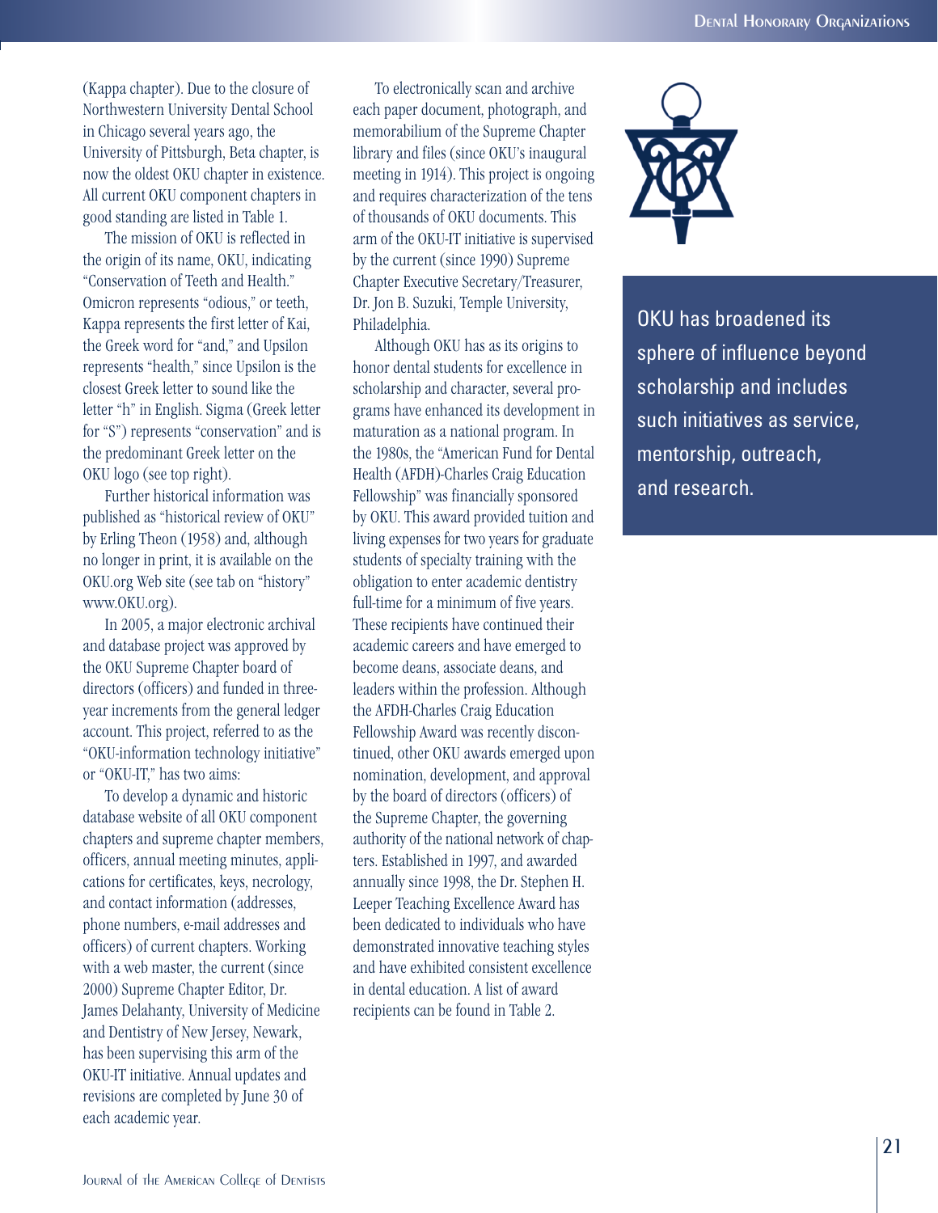(Kappa chapter). Due to the closure of Northwestern University Dental School in Chicago several years ago, the University of Pittsburgh, Beta chapter, is now the oldest OKU chapter in existence. All current OKU component chapters in good standing are listed in Table 1.

The mission of OKU is reflected in the origin of its name, OKU, indicating "Conservation of Teeth and Health." Omicron represents "odious," or teeth, Kappa represents the first letter of Kai, the Greek word for "and," and Upsilon represents "health," since Upsilon is the closest Greek letter to sound like the letter "h" in English. Sigma (Greek letter for "S") represents "conservation" and is the predominant Greek letter on the OKU logo (see top right).

Further historical information was published as "historical review of OKU" by Erling Theon (1958) and, although no longer in print, it is available on the OKU.org Web site (see tab on "history" www.OKU.org).

In 2005, a major electronic archival and database project was approved by the OKU Supreme Chapter board of directors (officers) and funded in three-year increments from the general ledger account. This project, referred to as the "OKU-information technology initiative" or "OKU-IT," has two aims:

To develop a dynamic and historic database website of all OKU component chapters and supreme chapter members, officers, annual meeting minutes, applications for certificates, keys, necrology, and contact information (addresses, phone numbers, e-mail addresses and officers) of current chapters. Working with a web master, the current (since 2000) Supreme Chapter Editor, Dr. James Delahanty, University of Medicine and Dentistry of New Jersey, Newark, has been supervising this arm of the OKU-IT initiative. Annual updates and revisions are completed by June 30 of each academic year.

To electronically scan and archive each paper document, photograph, and memorabilium of the Supreme Chapter library and files (since OKU's inaugural meeting in 1914). This project is ongoing and requires characterization of the tens of thousands of OKU documents. This arm of the OKU-IT initiative is supervised by the current (since 1990) Supreme Chapter Executive Secretary/Treasurer, Dr. Jon B. Suzuki, Temple University, Philadelphia.

Although OKU has as its origins to honor dental students for excellence in scholarship and character, several programs have enhanced its development in maturation as a national program. In the 1980s, the "American Fund for Dental Health (AFDH)-Charles Craig Education Fellowship" was financially sponsored by OKU. This award provided tuition and living expenses for two years for graduate students of specialty training with the obligation to enter academic dentistry full-time for a minimum of five years. These recipients have continued their academic careers and have emerged to become deans, associate deans, and leaders within the profession. Although the AFDH-Charles Craig Education Fellowship Award was recently discontinued, other OKU awards emerged upon nomination, development, and approval by the board of directors (officers) of the Supreme Chapter, the governing authority of the national network of chapters. Established in 1997, and awarded annually since 1998, the Dr. Stephen H. Leeper Teaching Excellence Award has been dedicated to individuals who have demonstrated innovative teaching styles and have exhibited consistent excellence in dental education. A list of award recipients can be found in Table 2.

OKU has broadened its sphere of influence beyond scholarship and includes such initiatives as service, mentorship, outreach, and research.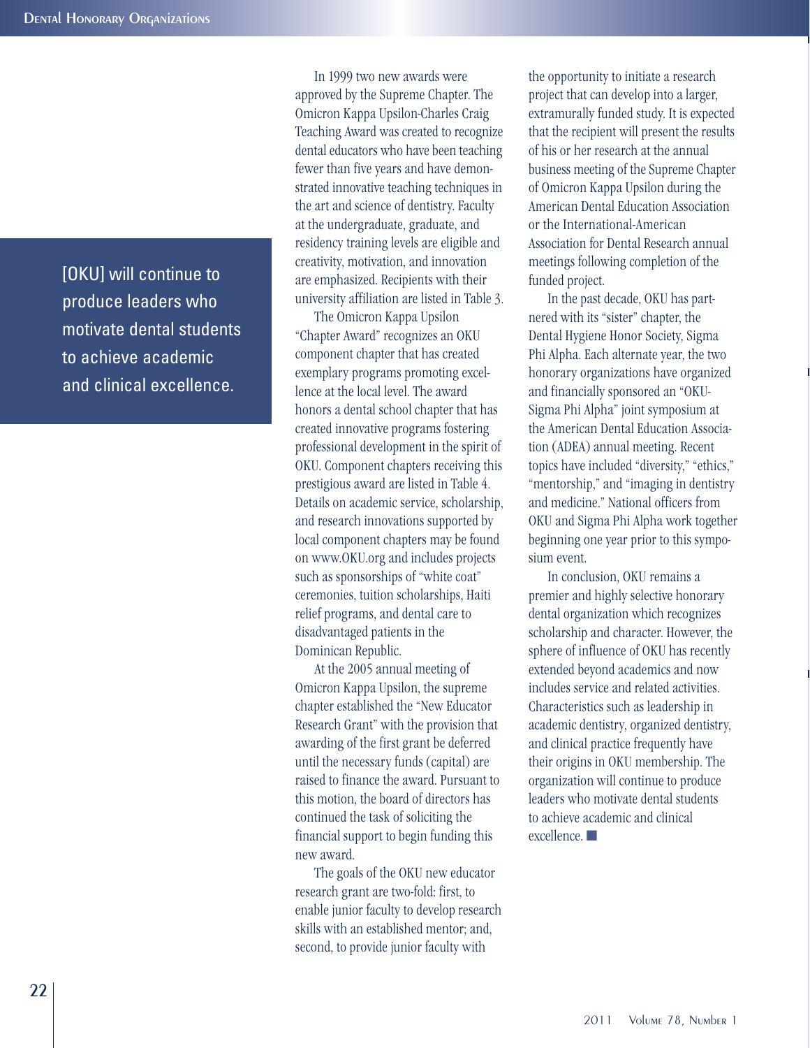> [OKU] will continue to produce leaders who motivate dental students to achieve academic and clinical excellence.

In 1999 two new awards were approved by the Supreme Chapter. The Omicron Kappa Upsilon-Charles Craig Teaching Award was created to recognize dental educators who have been teaching fewer than five years and have demonstrated innovative teaching techniques in the art and science of dentistry. Faculty at the undergraduate, graduate, and residency training levels are eligible and creativity, motivation, and innovation are emphasized. Recipients with their university affiliation are listed in Table 3.

The Omicron Kappa Upsilon "Chapter Award" recognizes an OKU component chapter that has created exemplary programs promoting excellence at the local level. The award honors a dental school chapter that has created innovative programs fostering professional development in the spirit of OKU. Component chapters receiving this prestigious award are listed in Table 4. Details on academic service, scholarship, and research innovations supported by local component chapters may be found on www.OKU.org and includes projects such as sponsorships of "white coat" ceremonies, tuition scholarships, Haiti relief programs, and dental care to disadvantaged patients in the Dominican Republic.

At the 2005 annual meeting of Omicron Kappa Upsilon, the supreme chapter established the "New Educator Research Grant" with the provision that awarding of the first grant be deferred until the necessary funds (capital) are raised to finance the award. Pursuant to this motion, the board of directors has continued the task of soliciting the financial support to begin funding this new award.

The goals of the OKU new educator research grant are two-fold: first, to enable junior faculty to develop research skills with an established mentor; and, second, to provide junior faculty with the opportunity to initiate a research project that can develop into a larger, extramurally funded study. It is expected that the recipient will present the results of his or her research at the annual business meeting of the Supreme Chapter of Omicron Kappa Upsilon during the American Dental Education Association or the International-American Association for Dental Research annual meetings following completion of the funded project.

In the past decade, OKU has partnered with its "sister" chapter, the Dental Hygiene Honor Society, Sigma Phi Alpha. Each alternate year, the two honorary organizations have organized and financially sponsored an "OKU-Sigma Phi Alpha" joint symposium at the American Dental Education Association (ADEA) annual meeting. Recent topics have included "diversity," "ethics," "mentorship," and "imaging in dentistry and medicine." National officers from OKU and Sigma Phi Alpha work together beginning one year prior to this symposium event.

In conclusion, OKU remains a premier and highly selective honorary dental organization which recognizes scholarship and character. However, the sphere of influence of OKU has recently extended beyond academics and now includes service and related activities. Characteristics such as leadership in academic dentistry, organized dentistry, and clinical practice frequently have their origins in OKU membership. The organization will continue to produce leaders who motivate dental students to achieve academic and clinical excellence. ■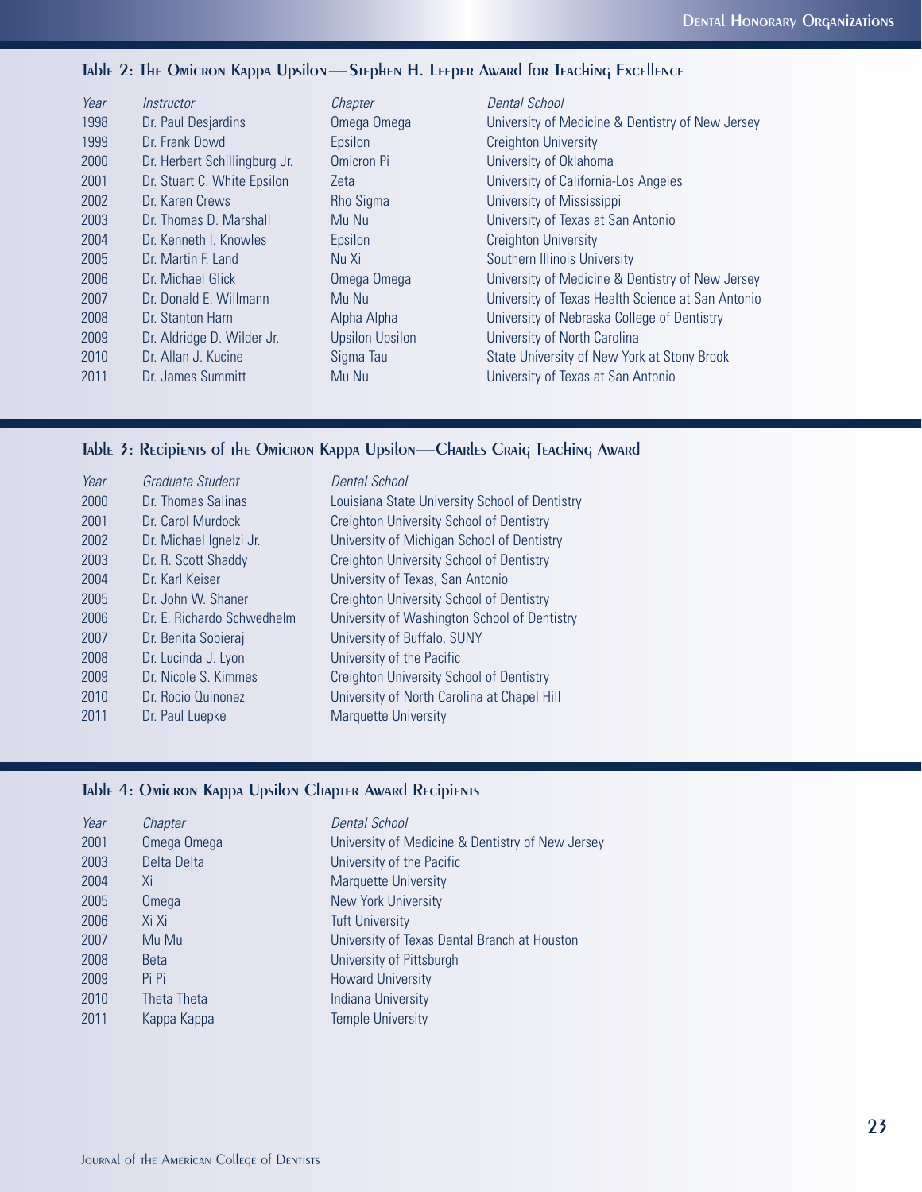### Table 2: The Omicron Kappa Upsilon—Stephen H. Leeper Award for Teaching Excellence

| *Year* | *Instructor* | *Chapter* | *Dental School* |
|---|---|---|---|
| 1998 | Dr. Paul Desjardins | Omega Omega | University of Medicine & Dentistry of New Jersey |
| 1999 | Dr. Frank Dowd | Epsilon | Creighton University |
| 2000 | Dr. Herbert Schillingburg Jr. | Omicron Pi | University of Oklahoma |
| 2001 | Dr. Stuart C. White Epsilon | Zeta | University of California-Los Angeles |
| 2002 | Dr. Karen Crews | Rho Sigma | University of Mississippi |
| 2003 | Dr. Thomas D. Marshall | Mu Nu | University of Texas at San Antonio |
| 2004 | Dr. Kenneth I. Knowles | Epsilon | Creighton University |
| 2005 | Dr. Martin F. Land | Nu Xi | Southern Illinois University |
| 2006 | Dr. Michael Glick | Omega Omega | University of Medicine & Dentistry of New Jersey |
| 2007 | Dr. Donald E. Willmann | Mu Nu | University of Texas Health Science at San Antonio |
| 2008 | Dr. Stanton Harn | Alpha Alpha | University of Nebraska College of Dentistry |
| 2009 | Dr. Aldridge D. Wilder Jr. | Upsilon Upsilon | University of North Carolina |
| 2010 | Dr. Allan J. Kucine | Sigma Tau | State University of New York at Stony Brook |
| 2011 | Dr. James Summitt | Mu Nu | University of Texas at San Antonio |

### Table 3: Recipients of the Omicron Kappa Upsilon—Charles Craig Teaching Award

| *Year* | *Graduate Student* | *Dental School* |
|---|---|---|
| 2000 | Dr. Thomas Salinas | Louisiana State University School of Dentistry |
| 2001 | Dr. Carol Murdock | Creighton University School of Dentistry |
| 2002 | Dr. Michael Ignelzi Jr. | University of Michigan School of Dentistry |
| 2003 | Dr. R. Scott Shaddy | Creighton University School of Dentistry |
| 2004 | Dr. Karl Keiser | University of Texas, San Antonio |
| 2005 | Dr. John W. Shaner | Creighton University School of Dentistry |
| 2006 | Dr. E. Richardo Schwedhelm | University of Washington School of Dentistry |
| 2007 | Dr. Benita Sobieraj | University of Buffalo, SUNY |
| 2008 | Dr. Lucinda J. Lyon | University of the Pacific |
| 2009 | Dr. Nicole S. Kimmes | Creighton University School of Dentistry |
| 2010 | Dr. Rocio Quinonez | University of North Carolina at Chapel Hill |
| 2011 | Dr. Paul Luepke | Marquette University |

### Table 4: Omicron Kappa Upsilon Chapter Award Recipients

| *Year* | *Chapter* | *Dental School* |
|---|---|---|
| 2001 | Omega Omega | University of Medicine & Dentistry of New Jersey |
| 2003 | Delta Delta | University of the Pacific |
| 2004 | Xi | Marquette University |
| 2005 | Omega | New York University |
| 2006 | Xi Xi | Tuft University |
| 2007 | Mu Mu | University of Texas Dental Branch at Houston |
| 2008 | Beta | University of Pittsburgh |
| 2009 | Pi Pi | Howard University |
| 2010 | Theta Theta | Indiana University |
| 2011 | Kappa Kappa | Temple University |